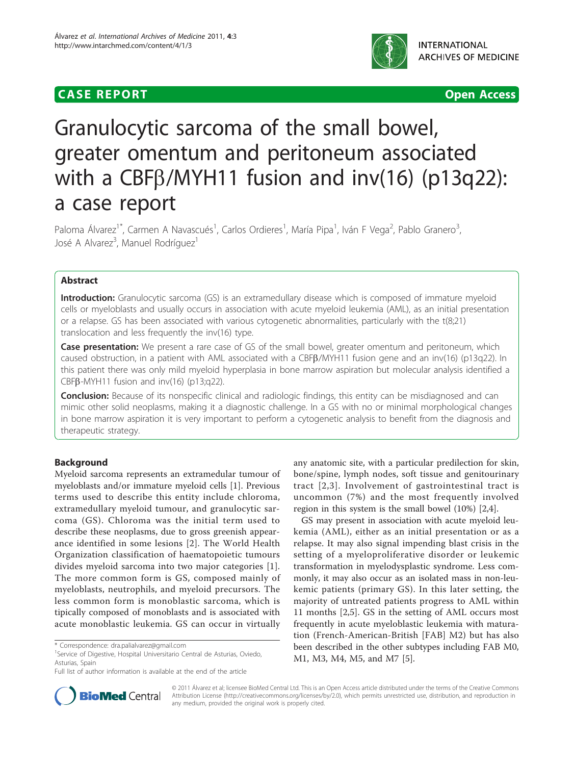CASE REPORT Open Access

# Granulocytic sarcoma of the small bowel, greater omentum and peritoneum associated with a CBFβ/MYH11 fusion and inv(16) (p13q22): a case report

Paloma Álvarez[1*], Carmen A Navascués[1], Carlos Ordieres[1], María Pipa[1], Iván F Vega[2], Pablo Granero[3], José A Alvarez[3], Manuel Rodríguez[1]

## Abstract

**Introduction:** Granulocytic sarcoma (GS) is an extramedullary disease which is composed of immature myeloid cells or myeloblasts and usually occurs in association with acute myeloid leukemia (AML), as an initial presentation or a relapse. GS has been associated with various cytogenetic abnormalities, particularly with the t(8;21) translocation and less frequently the inv(16) type.

**Case presentation:** We present a rare case of GS of the small bowel, greater omentum and peritoneum, which caused obstruction, in a patient with AML associated with a CBFβ/MYH11 fusion gene and an inv(16) (p13q22). In this patient there was only mild myeloid hyperplasia in bone marrow aspiration but molecular analysis identified a CBFβ-MYH11 fusion and inv(16) (p13;q22).

**Conclusion:** Because of its nonspecific clinical and radiologic findings, this entity can be misdiagnosed and can mimic other solid neoplasms, making it a diagnostic challenge. In a GS with no or minimal morphological changes in bone marrow aspiration it is very important to perform a cytogenetic analysis to benefit from the diagnosis and therapeutic strategy.

## Background

Myeloid sarcoma represents an extramedular tumour of myeloblasts and/or immature myeloid cells [1]. Previous terms used to describe this entity include chloroma, extramedullary myeloid tumour, and granulocytic sarcoma (GS). Chloroma was the initial term used to describe these neoplasms, due to gross greenish appearance identified in some lesions [2]. The World Health Organization classification of haematopoietic tumours divides myeloid sarcoma into two major categories [1]. The more common form is GS, composed mainly of myeloblasts, neutrophils, and myeloid precursors. The less common form is monoblastic sarcoma, which is typically composed of monoblasts and is associated with acute monoblastic leukemia. GS can occur in virtually any anatomic site, with a particular predilection for skin, bone/spine, lymph nodes, soft tissue and genitourinary tract [2,3]. Involvement of gastrointestinal tract is uncommon (7%) and the most frequently involved region in this system is the small bowel (10%) [2,4].

GS may present in association with acute myeloid leukemia (AML), either as an initial presentation or as a relapse. It may also signal impending blast crisis in the setting of a myeloproliferative disorder or leukemic transformation in myelodysplastic syndrome. Less commonly, it may also occur as an isolated mass in non-leukemic patients (primary GS). In this later setting, the majority of untreated patients progress to AML within 11 months [2,5]. GS in the setting of AML occurs most frequently in acute myeloblastic leukemia with maturation (French-American-British [FAB] M2) but has also been described in the other subtypes including FAB M0, M1, M3, M4, M5, and M7 [5].

\* Correspondence: dra.palialvarez@gmail.com
[1]Service of Digestive, Hospital Universitario Central de Asturias, Oviedo, Asturias, Spain
Full list of author information is available at the end of the article

© 2011 Álvarez et al; licensee BioMed Central Ltd. This is an Open Access article distributed under the terms of the Creative Commons Attribution License (http://creativecommons.org/licenses/by/2.0), which permits unrestricted use, distribution, and reproduction in any medium, provided the original work is properly cited.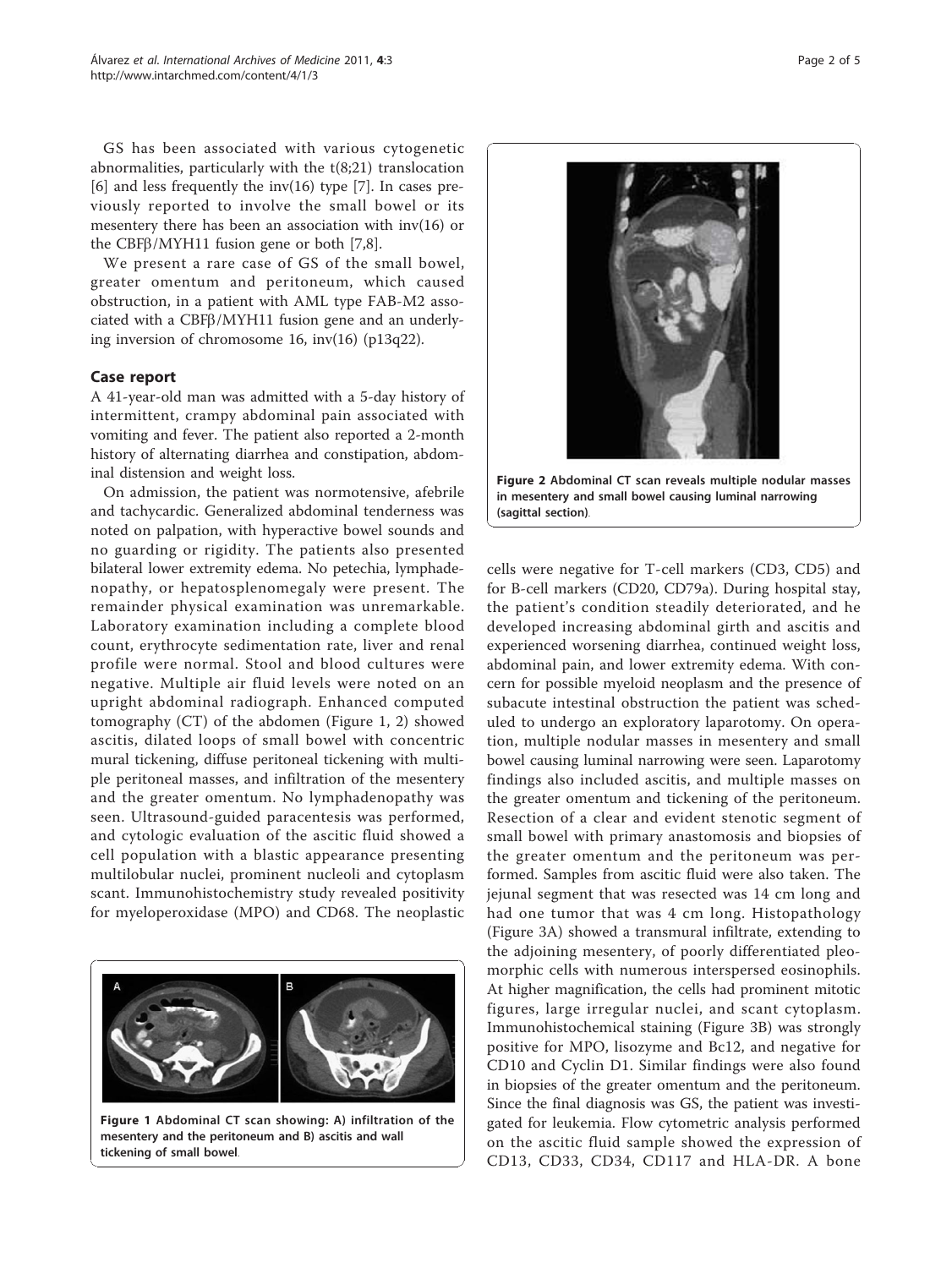GS has been associated with various cytogenetic abnormalities, particularly with the t(8;21) translocation [6] and less frequently the inv(16) type [7]. In cases previously reported to involve the small bowel or its mesentery there has been an association with inv(16) or the CBFβ/MYH11 fusion gene or both [7,8].

We present a rare case of GS of the small bowel, greater omentum and peritoneum, which caused obstruction, in a patient with AML type FAB-M2 associated with a CBFβ/MYH11 fusion gene and an underlying inversion of chromosome 16, inv(16) (p13q22).

## Case report

A 41-year-old man was admitted with a 5-day history of intermittent, crampy abdominal pain associated with vomiting and fever. The patient also reported a 2-month history of alternating diarrhea and constipation, abdominal distension and weight loss.

On admission, the patient was normotensive, afebrile and tachycardic. Generalized abdominal tenderness was noted on palpation, with hyperactive bowel sounds and no guarding or rigidity. The patients also presented bilateral lower extremity edema. No petechia, lymphadenopathy, or hepatosplenomegaly were present. The remainder physical examination was unremarkable. Laboratory examination including a complete blood count, erythrocyte sedimentation rate, liver and renal profile were normal. Stool and blood cultures were negative. Multiple air fluid levels were noted on an upright abdominal radiograph. Enhanced computed tomography (CT) of the abdomen (Figure 1, 2) showed ascitis, dilated loops of small bowel with concentric mural tickening, diffuse peritoneal tickening with multiple peritoneal masses, and infiltration of the mesentery and the greater omentum. No lymphadenopathy was seen. Ultrasound-guided paracentesis was performed, and cytologic evaluation of the ascitic fluid showed a cell population with a blastic appearance presenting multilobular nuclei, prominent nucleoli and cytoplasm scant. Immunohistochemistry study revealed positivity for myeloperoxidase (MPO) and CD68. The neoplastic cells were negative for T-cell markers (CD3, CD5) and for B-cell markers (CD20, CD79a). During hospital stay, the patient's condition steadily deteriorated, and he developed increasing abdominal girth and ascitis and experienced worsening diarrhea, continued weight loss, abdominal pain, and lower extremity edema. With concern for possible myeloid neoplasm and the presence of subacute intestinal obstruction the patient was scheduled to undergo an exploratory laparotomy. On operation, multiple nodular masses in mesentery and small bowel causing luminal narrowing were seen. Laparotomy findings also included ascitis, and multiple masses on the greater omentum and tickening of the peritoneum. Resection of a clear and evident stenotic segment of small bowel with primary anastomosis and biopsies of the greater omentum and the peritoneum was performed. Samples from ascitic fluid were also taken. The jejunal segment that was resected was 14 cm long and had one tumor that was 4 cm long. Histopathology (Figure 3A) showed a transmural infiltrate, extending to the adjoining mesentery, of poorly differentiated pleomorphic cells with numerous interspersed eosinophils. At higher magnification, the cells had prominent mitotic figures, large irregular nuclei, and scant cytoplasm. Immunohistochemical staining (Figure 3B) was strongly positive for MPO, lisozyme and Bc12, and negative for CD10 and Cyclin D1. Similar findings were also found in biopsies of the greater omentum and the peritoneum. Since the final diagnosis was GS, the patient was investigated for leukemia. Flow cytometric analysis performed on the ascitic fluid sample showed the expression of CD13, CD33, CD34, CD117 and HLA-DR. A bone

**Figure 1** Abdominal CT scan showing: A) infiltration of the mesentery and the peritoneum and B) ascitis and wall tickening of small bowel.

**Figure 2** Abdominal CT scan reveals multiple nodular masses in mesentery and small bowel causing luminal narrowing (sagittal section).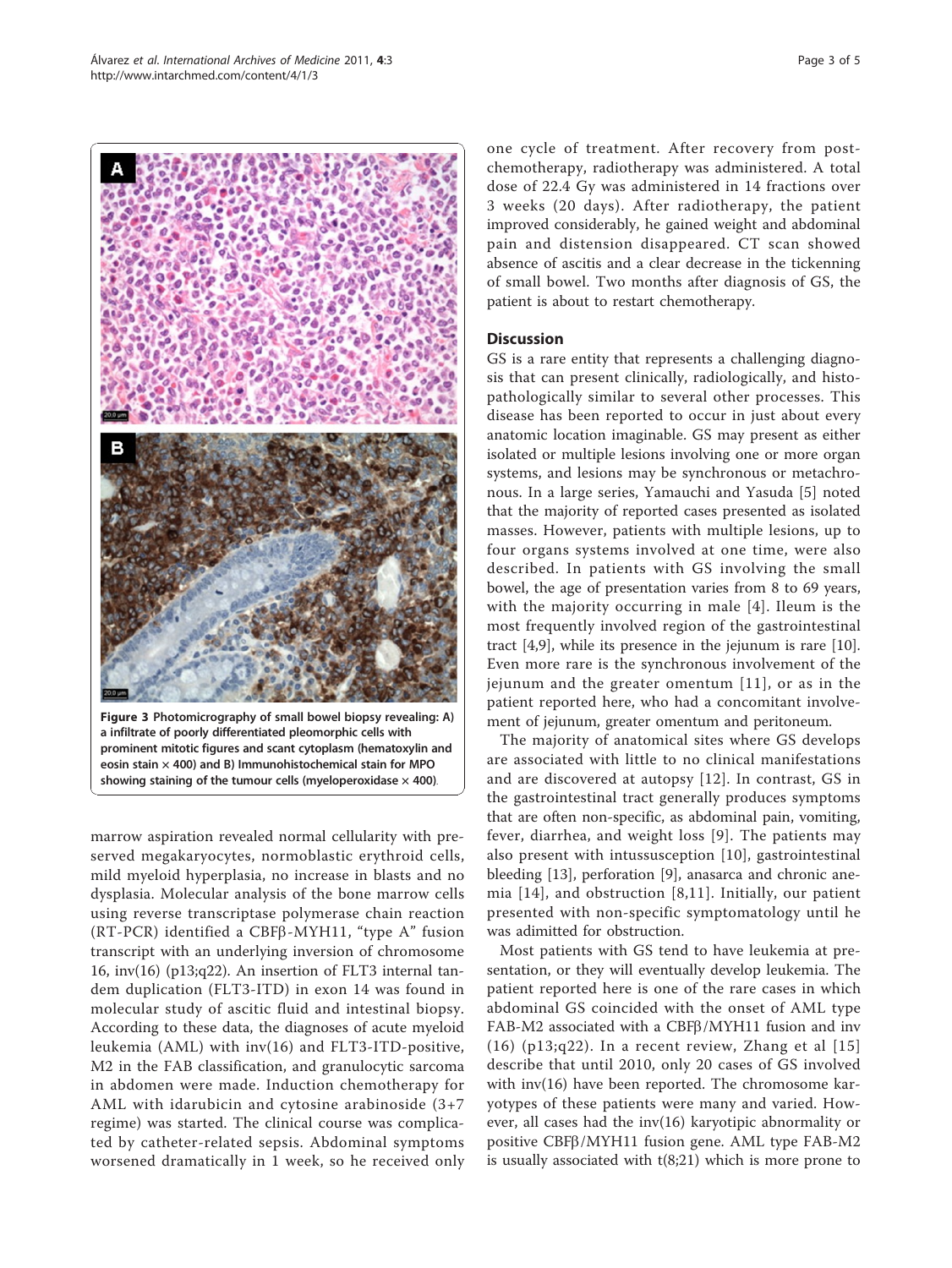Figure 3 Photomicrography of small bowel biopsy revealing: A) a infiltrate of poorly differentiated pleomorphic cells with prominent mitotic figures and scant cytoplasm (hematoxylin and eosin stain × 400) and B) Immunohistochemical stain for MPO showing staining of the tumour cells (myeloperoxidase × 400).

marrow aspiration revealed normal cellularity with preserved megakaryocytes, normoblastic erythroid cells, mild myeloid hyperplasia, no increase in blasts and no dysplasia. Molecular analysis of the bone marrow cells using reverse transcriptase polymerase chain reaction (RT-PCR) identified a CBFβ-MYH11, "type A" fusion transcript with an underlying inversion of chromosome 16, inv(16) (p13;q22). An insertion of FLT3 internal tandem duplication (FLT3-ITD) in exon 14 was found in molecular study of ascitic fluid and intestinal biopsy. According to these data, the diagnoses of acute myeloid leukemia (AML) with inv(16) and FLT3-ITD-positive, M2 in the FAB classification, and granulocytic sarcoma in abdomen were made. Induction chemotherapy for AML with idarubicin and cytosine arabinoside (3+7 regime) was started. The clinical course was complicated by catheter-related sepsis. Abdominal symptoms worsened dramatically in 1 week, so he received only one cycle of treatment. After recovery from post-chemotherapy, radiotherapy was administered. A total dose of 22.4 Gy was administered in 14 fractions over 3 weeks (20 days). After radiotherapy, the patient improved considerably, he gained weight and abdominal pain and distension disappeared. CT scan showed absence of ascitis and a clear decrease in the tickenning of small bowel. Two months after diagnosis of GS, the patient is about to restart chemotherapy.

## Discussion

GS is a rare entity that represents a challenging diagnosis that can present clinically, radiologically, and histopathologically similar to several other processes. This disease has been reported to occur in just about every anatomic location imaginable. GS may present as either isolated or multiple lesions involving one or more organ systems, and lesions may be synchronous or metachronous. In a large series, Yamauchi and Yasuda [5] noted that the majority of reported cases presented as isolated masses. However, patients with multiple lesions, up to four organs systems involved at one time, were also described. In patients with GS involving the small bowel, the age of presentation varies from 8 to 69 years, with the majority occurring in male [4]. Ileum is the most frequently involved region of the gastrointestinal tract [4,9], while its presence in the jejunum is rare [10]. Even more rare is the synchronous involvement of the jejunum and the greater omentum [11], or as in the patient reported here, who had a concomitant involvement of jejunum, greater omentum and peritoneum.

The majority of anatomical sites where GS develops are associated with little to no clinical manifestations and are discovered at autopsy [12]. In contrast, GS in the gastrointestinal tract generally produces symptoms that are often non-specific, as abdominal pain, vomiting, fever, diarrhea, and weight loss [9]. The patients may also present with intussusception [10], gastrointestinal bleeding [13], perforation [9], anasarca and chronic anemia [14], and obstruction [8,11]. Initially, our patient presented with non-specific symptomatology until he was admitted for obstruction.

Most patients with GS tend to have leukemia at presentation, or they will eventually develop leukemia. The patient reported here is one of the rare cases in which abdominal GS coincided with the onset of AML type FAB-M2 associated with a CBFβ/MYH11 fusion and inv (16) (p13;q22). In a recent review, Zhang et al [15] describe that until 2010, only 20 cases of GS involved with inv(16) have been reported. The chromosome karyotypes of these patients were many and varied. However, all cases had the inv(16) karyotipic abnormality or positive CBFβ/MYH11 fusion gene. AML type FAB-M2 is usually associated with t(8;21) which is more prone to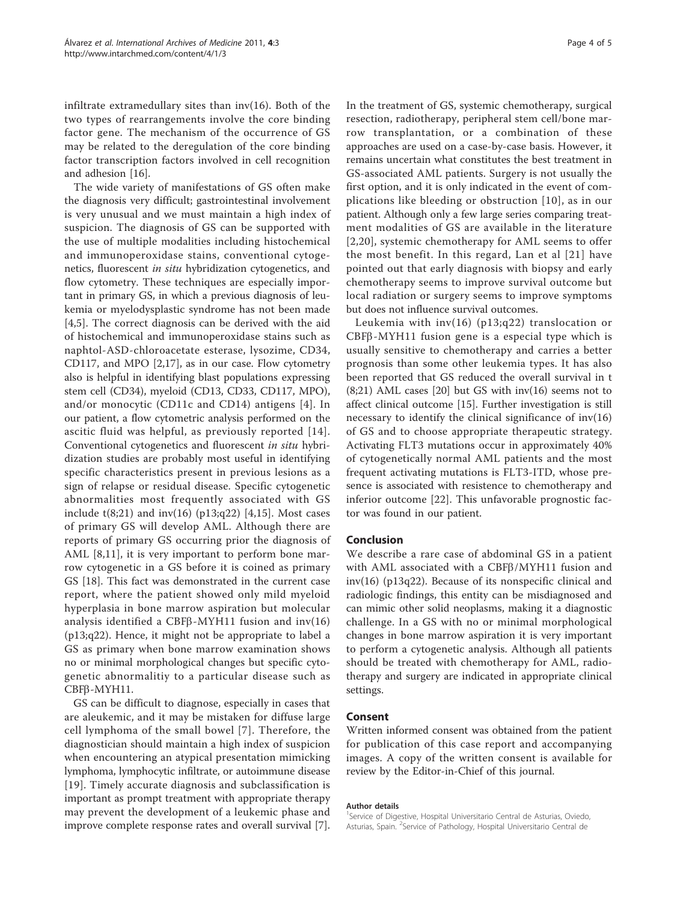infiltrate extramedullary sites than inv(16). Both of the two types of rearrangements involve the core binding factor gene. The mechanism of the occurrence of GS may be related to the deregulation of the core binding factor transcription factors involved in cell recognition and adhesion [16].

The wide variety of manifestations of GS often make the diagnosis very difficult; gastrointestinal involvement is very unusual and we must maintain a high index of suspicion. The diagnosis of GS can be supported with the use of multiple modalities including histochemical and immunoperoxidase stains, conventional cytogenetics, fluorescent *in situ* hybridization cytogenetics, and flow cytometry. These techniques are especially important in primary GS, in which a previous diagnosis of leukemia or myelodysplastic syndrome has not been made [4,5]. The correct diagnosis can be derived with the aid of histochemical and immunoperoxidase stains such as naphtol-ASD-chloroacetate esterase, lysozime, CD34, CD117, and MPO [2,17], as in our case. Flow cytometry also is helpful in identifying blast populations expressing stem cell (CD34), myeloid (CD13, CD33, CD117, MPO), and/or monocytic (CD11c and CD14) antigens [4]. In our patient, a flow cytometric analysis performed on the ascitic fluid was helpful, as previously reported [14]. Conventional cytogenetics and fluorescent *in situ* hybridization studies are probably most useful in identifying specific characteristics present in previous lesions as a sign of relapse or residual disease. Specific cytogenetic abnormalities most frequently associated with GS include t(8;21) and inv(16) (p13;q22) [4,15]. Most cases of primary GS will develop AML. Although there are reports of primary GS occurring prior the diagnosis of AML [8,11], it is very important to perform bone marrow cytogenetic in a GS before it is coined as primary GS [18]. This fact was demonstrated in the current case report, where the patient showed only mild myeloid hyperplasia in bone marrow aspiration but molecular analysis identified a CBFβ-MYH11 fusion and inv(16) (p13;q22). Hence, it might not be appropriate to label a GS as primary when bone marrow examination shows no or minimal morphological changes but specific cytogenetic abnormalitiy to a particular disease such as CBFβ-MYH11.

GS can be difficult to diagnose, especially in cases that are aleukemic, and it may be mistaken for diffuse large cell lymphoma of the small bowel [7]. Therefore, the diagnostician should maintain a high index of suspicion when encountering an atypical presentation mimicking lymphoma, lymphocytic infiltrate, or autoimmune disease [19]. Timely accurate diagnosis and subclassification is important as prompt treatment with appropriate therapy may prevent the development of a leukemic phase and improve complete response rates and overall survival [7].

In the treatment of GS, systemic chemotherapy, surgical resection, radiotherapy, peripheral stem cell/bone marrow transplantation, or a combination of these approaches are used on a case-by-case basis. However, it remains uncertain what constitutes the best treatment in GS-associated AML patients. Surgery is not usually the first option, and it is only indicated in the event of complications like bleeding or obstruction [10], as in our patient. Although only a few large series comparing treatment modalities of GS are available in the literature [2,20], systemic chemotherapy for AML seems to offer the most benefit. In this regard, Lan et al [21] have pointed out that early diagnosis with biopsy and early chemotherapy seems to improve survival outcome but local radiation or surgery seems to improve symptoms but does not influence survival outcomes.

Leukemia with inv(16) (p13;q22) translocation or CBFβ-MYH11 fusion gene is a especial type which is usually sensitive to chemotherapy and carries a better prognosis than some other leukemia types. It has also been reported that GS reduced the overall survival in t (8;21) AML cases [20] but GS with inv(16) seems not to affect clinical outcome [15]. Further investigation is still necessary to identify the clinical significance of inv(16) of GS and to choose appropriate therapeutic strategy. Activating FLT3 mutations occur in approximately 40% of cytogenetically normal AML patients and the most frequent activating mutations is FLT3-ITD, whose presence is associated with resistence to chemotherapy and inferior outcome [22]. This unfavorable prognostic factor was found in our patient.

## Conclusion

We describe a rare case of abdominal GS in a patient with AML associated with a CBFβ/MYH11 fusion and inv(16) (p13q22). Because of its nonspecific clinical and radiologic findings, this entity can be misdiagnosed and can mimic other solid neoplasms, making it a diagnostic challenge. In a GS with no or minimal morphological changes in bone marrow aspiration it is very important to perform a cytogenetic analysis. Although all patients should be treated with chemotherapy for AML, radiotherapy and surgery are indicated in appropriate clinical settings.

## Consent

Written informed consent was obtained from the patient for publication of this case report and accompanying images. A copy of the written consent is available for review by the Editor-in-Chief of this journal.

#### Author details

[1]Service of Digestive, Hospital Universitario Central de Asturias, Oviedo, Asturias, Spain. [2]Service of Pathology, Hospital Universitario Central de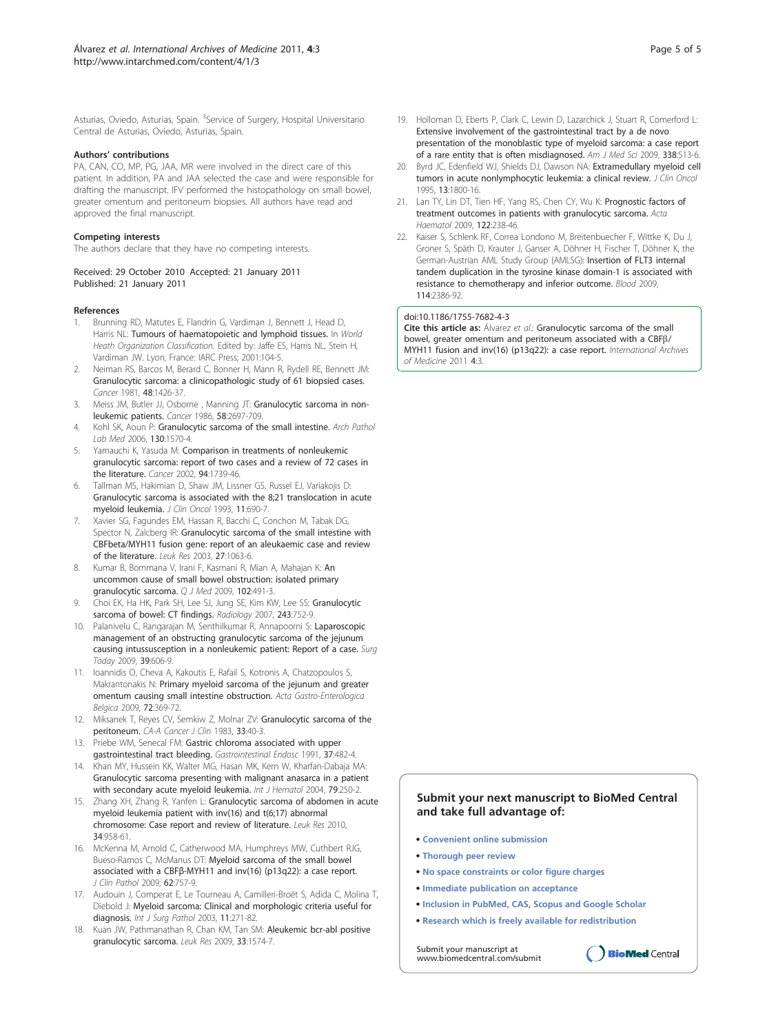Asturias, Oviedo, Asturias, Spain. [3]Service of Surgery, Hospital Universitario Central de Asturias, Oviedo, Asturias, Spain.

#### Authors' contributions

PA, CAN, CO, MP, PG, JAA, MR were involved in the direct care of this patient. In addition, PA and JAA selected the case and were responsible for drafting the manuscript. IFV performed the histopathology on small bowel, greater omentum and peritoneum biopsies. All authors have read and approved the final manuscript.

#### Competing interests

The authors declare that they have no competing interests.

Received: 29 October 2010 Accepted: 21 January 2011
Published: 21 January 2011

#### References

1. Brunning RD, Matutes E, Flandrin G, Vardiman J, Bennett J, Head D, Harris NL: **Tumours of haematopoietic and lymphoid tissues.** In *World Heath Organization Classification.* Edited by: Jaffe ES, Harris NL, Stein H, Vardiman JW. Lyon, France: IARC Press; 2001:104-5.
2. Neiman RS, Barcos M, Berard C, Bonner H, Mann R, Rydell RE, Bennett JM: **Granulocytic sarcoma: a clinicopathologic study of 61 biopsied cases.** *Cancer* 1981, **48**:1426-37.
3. Meiss JM, Butler JJ, Osborne , Manning JT: **Granulocytic sarcoma in non-leukemic patients.** *Cancer* 1986, **58**:2697-709.
4. Kohl SK, Aoun P: **Granulocytic sarcoma of the small intestine.** *Arch Pathol Lab Med* 2006, **130**:1570-4.
5. Yamauchi K, Yasuda M: **Comparison in treatments of nonleukemic granulocytic sarcoma: report of two cases and a review of 72 cases in the literature.** *Cancer* 2002, **94**:1739-46.
6. Tallman MS, Hakimian D, Shaw JM, Lissner GS, Russel EJ, Variakojis D: **Granulocytic sarcoma is associated with the 8;21 translocation in acute myeloid leukemia.** *J Clin Oncol* 1993, **11**:690-7.
7. Xavier SG, Fagundes EM, Hassan R, Bacchi C, Conchon M, Tabak DG, Spector N, Zalcberg IR: **Granulocytic sarcoma of the small intestine with CBFbeta/MYH11 fusion gene: report of an aleukaemic case and review of the literature.** *Leuk Res* 2003, **27**:1063-6.
8. Kumar B, Bommana V, Irani F, Kasmani R, Mian A, Mahajan K: **An uncommon cause of small bowel obstruction: isolated primary granulocytic sarcoma.** *Q J Med* 2009, **102**:491-3.
9. Choi EK, Ha HK, Park SH, Lee SJ, Jung SE, Kim KW, Lee SS: **Granulocytic sarcoma of bowel: CT findings.** *Radiology* 2007, **243**:752-9.
10. Palanivelu C, Rangarajan M, Senthilkumar R, Annapoorni S: **Laparoscopic management of an obstructing granulocytic sarcoma of the jejunum causing intussusception in a nonleukemic patient: Report of a case.** *Surg Today* 2009, **39**:606-9.
11. Ioannidis O, Cheva A, Kakoutis E, Rafail S, Kotronis A, Chatzopoulos S, Makrantonakis N: **Primary myeloid sarcoma of the jejunum and greater omentum causing small intestine obstruction.** *Acta Gastro-Enterologica Belgica* 2009, **72**:369-72.
12. Miksanek T, Reyes CV, Semkiw Z, Molnar ZV: **Granulocytic sarcoma of the peritoneum.** *CA-A Cancer J Clin* 1983, **33**:40-3.
13. Priebe WM, Senecal FM: **Gastric chloroma associated with upper gastrointestinal tract bleeding.** *Gastrointestinal Endosc* 1991, **37**:482-4.
14. Khan MY, Hussein KK, Walter MG, Hasan MK, Kern W, Kharfan-Dabaja MA: **Granulocytic sarcoma presenting with malignant anasarca in a patient with secondary acute myeloid leukemia.** *Int J Hematol* 2004, **79**:250-2.
15. Zhang XH, Zhang R, Yanfen L: **Granulocytic sarcoma of abdomen in acute myeloid leukemia patient with inv(16) and t(6;17) abnormal chromosome: Case report and review of literature.** *Leuk Res* 2010, **34**:958-61.
16. McKenna M, Arnold C, Catherwood MA, Humphreys MW, Cuthbert RJG, Bueso-Ramos C, McManus DT: **Myeloid sarcoma of the small bowel associated with a CBFβ-MYH11 and inv(16) (p13q22): a case report.** *J Clin Pathol* 2009, **62**:757-9.
17. Audouin J, Comperat E, Le Tourneau A, Camilleri-Broët S, Adida C, Molina T, Diebold J: **Myeloid sarcoma: Clinical and morphologic criteria useful for diagnosis.** *Int J Surg Pathol* 2003, **11**:271-82.
18. Kuan JW, Pathmanathan R, Chan KM, Tan SM: **Aleukemic bcr-abl positive granulocytic sarcoma.** *Leuk Res* 2009, **33**:1574-7.
19. Holloman D, Eberts P, Clark C, Lewin D, Lazarchick J, Stuart R, Comerford L: **Extensive involvement of the gastrointestinal tract by a de novo presentation of the monoblastic type of myeloid sarcoma: a case report of a rare entity that is often misdiagnosed.** *Am J Med Sci* 2009, **338**:513-6.
20. Byrd JC, Edenfield WJ, Shields DJ, Dawson NA: **Extramedullary myeloid cell tumors in acute nonlymphocytic leukemia: a clinical review.** *J Clin Oncol* 1995, **13**:1800-16.
21. Lan TY, Lin DT, Tien HF, Yang RS, Chen CY, Wu K: **Prognostic factors of treatment outcomes in patients with granulocytic sarcoma.** *Acta Haematol* 2009, **122**:238-46.
22. Kaiser S, Schlenk RF, Correa Londono M, Breitenbuecher F, Wittke K, Du J, Groner S, Späth D, Krauter J, Ganser A, Döhner H, Fischer T, Döhner K, the German-Austrian AML Study Group (AMLSG): **Insertion of FLT3 internal tandem duplication in the tyrosine kinase domain-1 is associated with resistance to chemotherapy and inferior outcome.** *Blood* 2009, **114**:2386-92.

doi:10.1186/1755-7682-4-3

**Cite this article as:** Álvarez *et al.*: Granulocytic sarcoma of the small bowel, greater omentum and peritoneum associated with a CBFβ/MYH11 fusion and inv(16) (p13q22): a case report. *International Archives of Medicine* 2011 **4**:3.

**Submit your next manuscript to BioMed Central and take full advantage of:**

- **Convenient online submission**
- **Thorough peer review**
- **No space constraints or color figure charges**
- **Immediate publication on acceptance**
- **Inclusion in PubMed, CAS, Scopus and Google Scholar**
- **Research which is freely available for redistribution**

Submit your manuscript at
www.biomedcentral.com/submit

BioMed Central